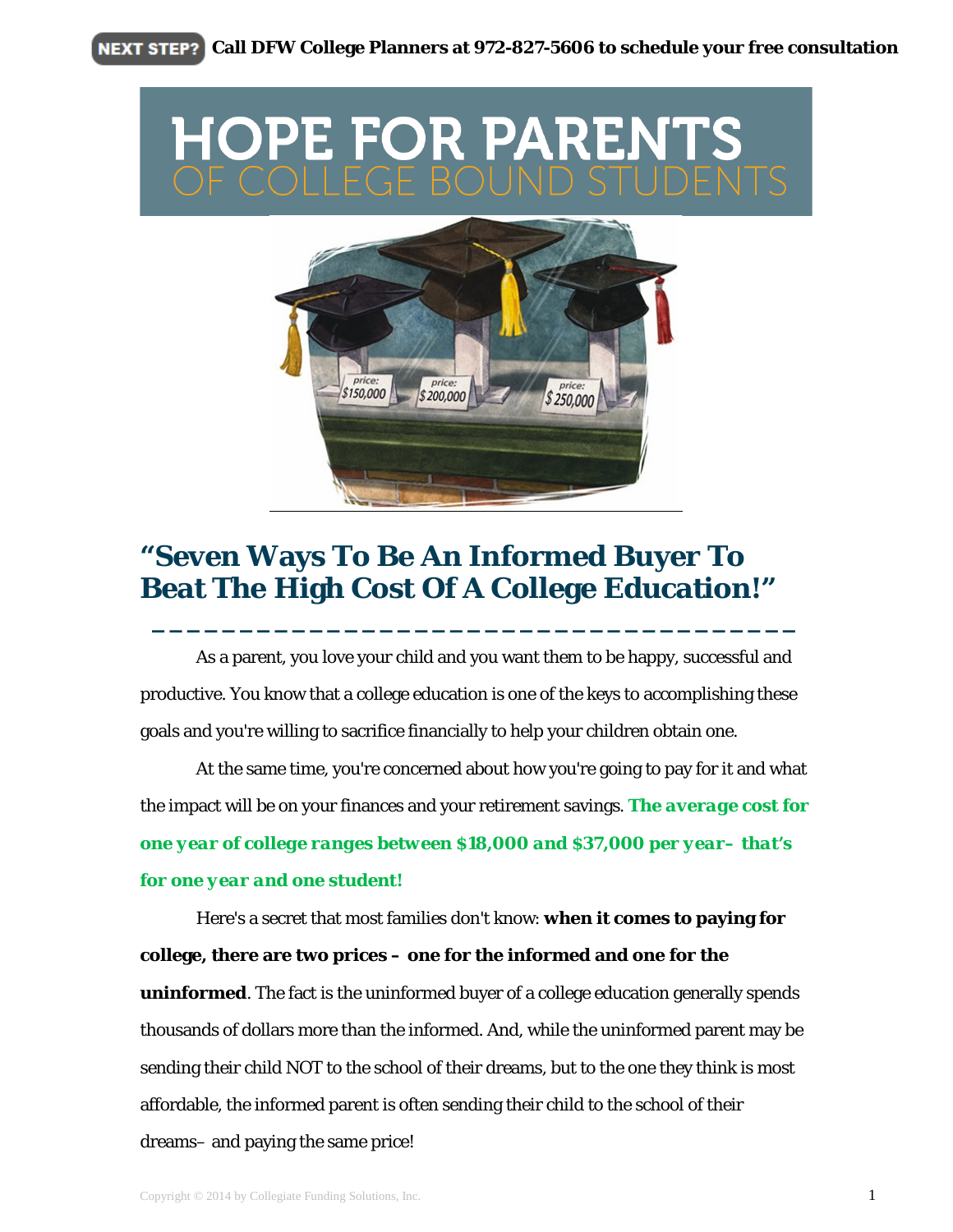**NEXT STEP?** **Call DFW College Planners at 972-827-5606 to schedule your free consultation**

# HOPE FOR PARENTS
## OF COLLEGE BOUND STUDENTS

price: $150,000
price: $200,000
price: $250,000

# "Seven Ways To Be An Informed Buyer To Beat The High Cost Of A College Education!"

As a parent, you love your child and you want them to be happy, successful and productive. You know that a college education is one of the keys to accomplishing these goals and you're willing to sacrifice financially to help your children obtain one.

At the same time, you're concerned about how you're going to pay for it and what the impact will be on your finances and your retirement savings. ***The average cost for one year of college ranges between $18,000 and $37,000 per year– that's for one year and one student!***

Here's a secret that most families don't know: **when it comes to paying for college, there are two prices – one for the informed and one for the uninformed**. The fact is the uninformed buyer of a college education generally spends thousands of dollars more than the informed. And, while the uninformed parent may be sending their child NOT to the school of their dreams, but to the one they think is most affordable, the informed parent is often sending their child to the school of their dreams– and paying the same price!

Copyright © 2014 by Collegiate Funding Solutions, Inc.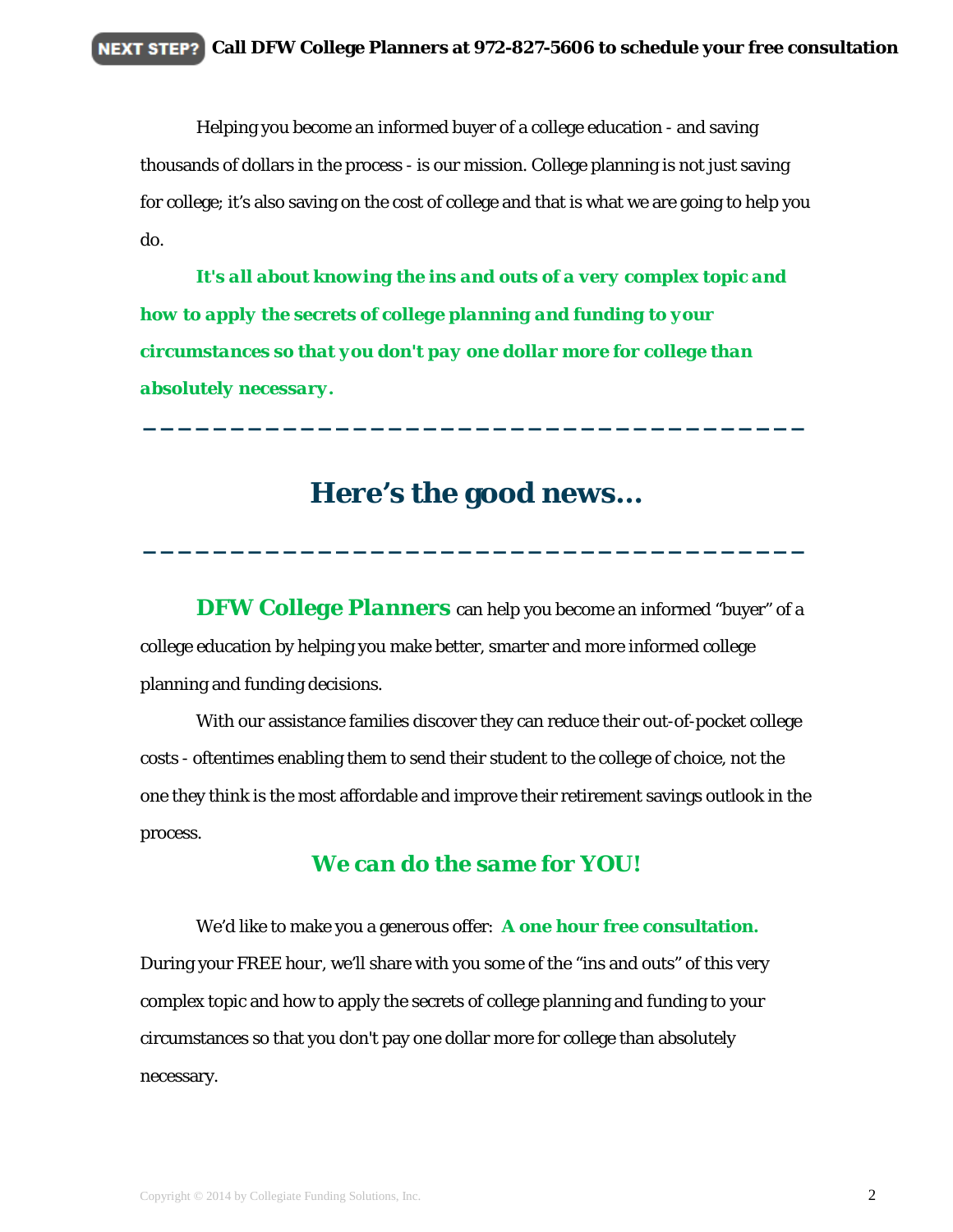Helping you become an informed buyer of a college education - and saving thousands of dollars in the process - is our mission. College planning is not just saving for college; it's also saving on the cost of college and that is what we are going to help you do.

***It's all about knowing the ins and outs of a very complex topic and how to apply the secrets of college planning and funding to your circumstances so that you don't pay one dollar more for college than absolutely necessary.***

---

## *Here's the good news…*

---

***DFW College Planners*** can help you become an informed "buyer" of a college education by helping you make better, smarter and more informed college planning and funding decisions.

With our assistance families discover they can reduce their out-of-pocket college costs - oftentimes enabling them to send their student to the college of choice, not the one they think is the most affordable and improve their retirement savings outlook in the process.

### *We can do the same for YOU!*

We'd like to make you a generous offer: **A one hour free consultation.** During your FREE hour, we'll share with you some of the "ins and outs" of this very complex topic and how to apply the secrets of college planning and funding to your circumstances so that you don't pay one dollar more for college than absolutely necessary.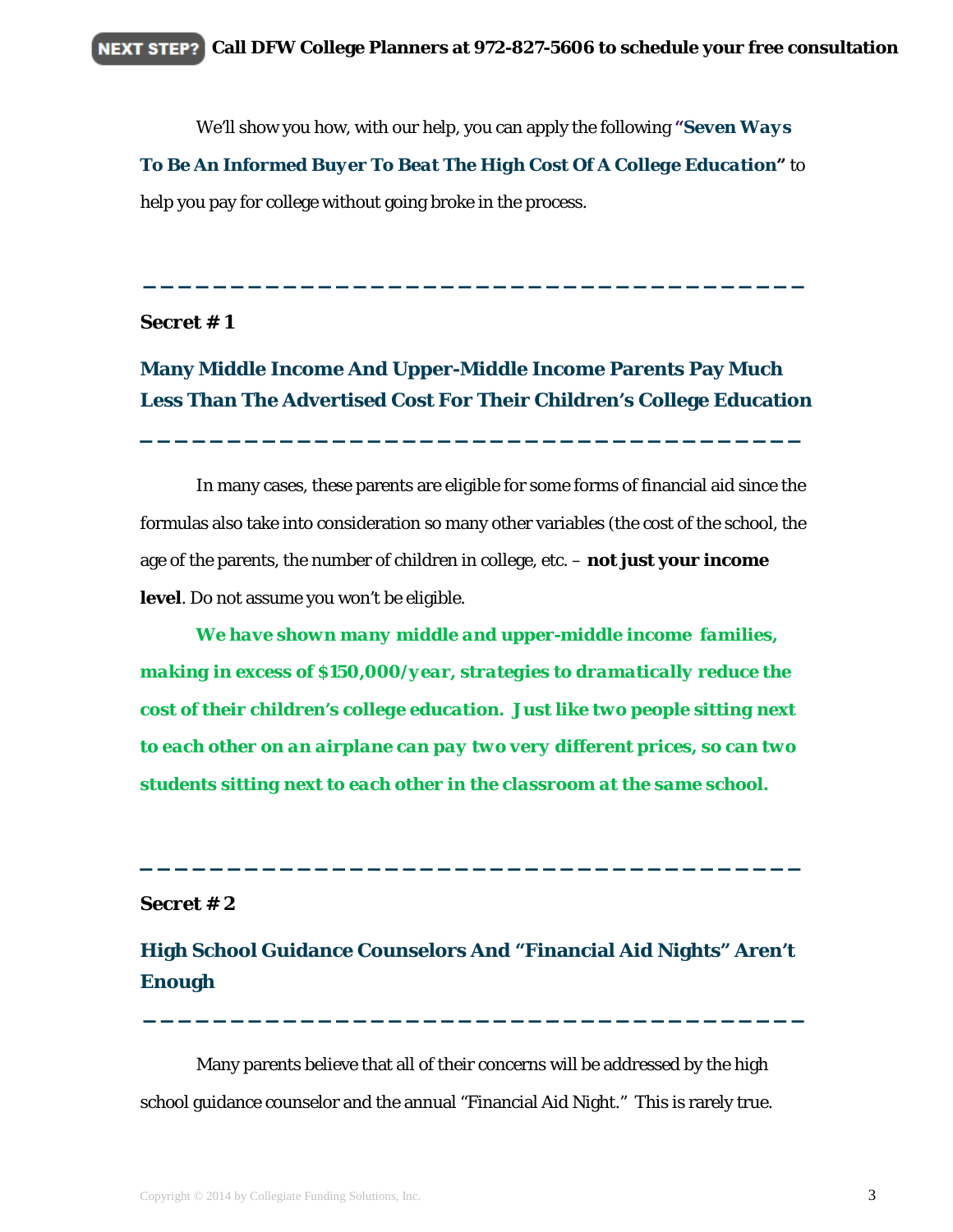We'll show you how, with our help, you can apply the following **"Seven Ways To Be An Informed Buyer To Beat The High Cost Of A College Education"** to help you pay for college without going broke in the process.

---

**Secret # 1**

## Many Middle Income And Upper-Middle Income Parents Pay Much Less Than The Advertised Cost For Their Children's College Education

---

In many cases, these parents are eligible for some forms of financial aid since the formulas also take into consideration so many other variables (the cost of the school, the age of the parents, the number of children in college, etc. – **not just your income level**. Do not assume you won't be eligible.

***We have shown many middle and upper-middle income families, making in excess of $150,000/year, strategies to dramatically reduce the cost of their children's college education. Just like two people sitting next to each other on an airplane can pay two very different prices, so can two students sitting next to each other in the classroom at the same school.***

---

**Secret # 2**

## High School Guidance Counselors And "Financial Aid Nights" Aren't Enough

---

Many parents believe that all of their concerns will be addressed by the high school guidance counselor and the annual "Financial Aid Night." This is rarely true.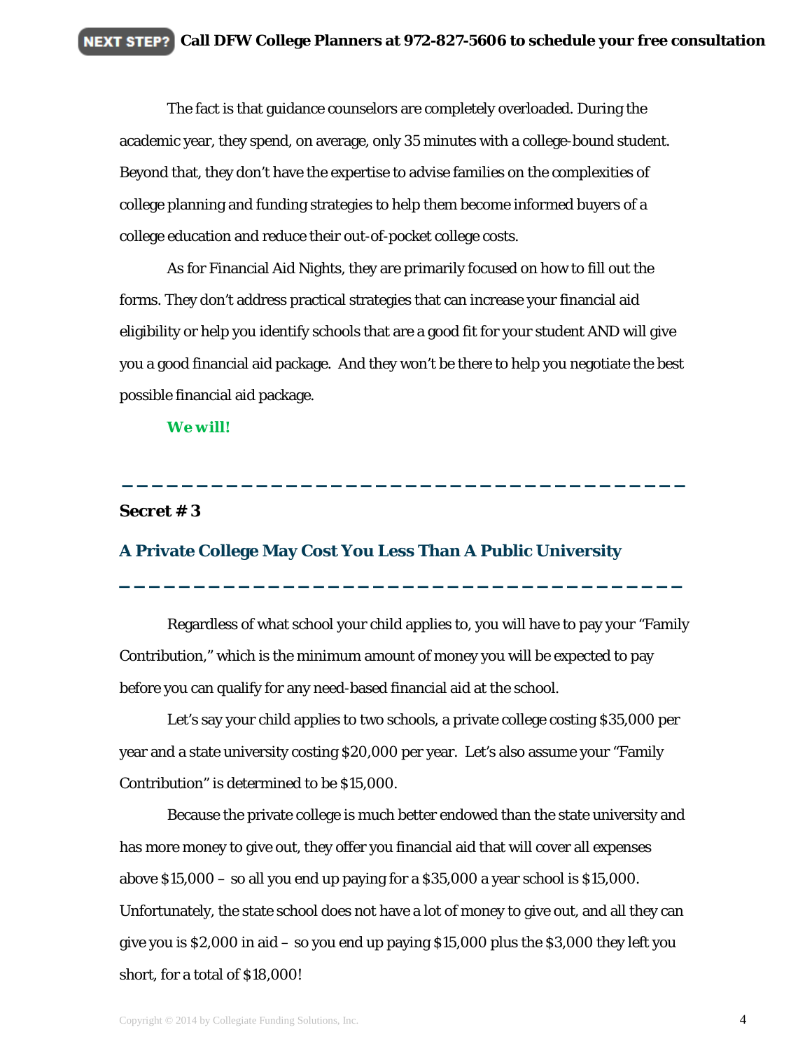The fact is that guidance counselors are completely overloaded. During the academic year, they spend, on average, only 35 minutes with a college-bound student. Beyond that, they don't have the expertise to advise families on the complexities of college planning and funding strategies to help them become informed buyers of a college education and reduce their out-of-pocket college costs.

As for Financial Aid Nights, they are primarily focused on how to fill out the forms. They don't address practical strategies that can increase your financial aid eligibility or help you identify schools that are a good fit for your student AND will give you a good financial aid package. And they won't be there to help you negotiate the best possible financial aid package.

***We will!***

---

**Secret # 3**

## A Private College May Cost You Less Than A Public University

---

Regardless of what school your child applies to, you will have to pay your "Family Contribution," which is the minimum amount of money you will be expected to pay before you can qualify for any need-based financial aid at the school.

Let's say your child applies to two schools, a private college costing $35,000 per year and a state university costing $20,000 per year. Let's also assume your "Family Contribution" is determined to be $15,000.

Because the private college is much better endowed than the state university and has more money to give out, they offer you financial aid that will cover all expenses above $15,000 – so all you end up paying for a $35,000 a year school is $15,000. Unfortunately, the state school does not have a lot of money to give out, and all they can give you is $2,000 in aid – so you end up paying $15,000 plus the $3,000 they left you short, for a total of $18,000!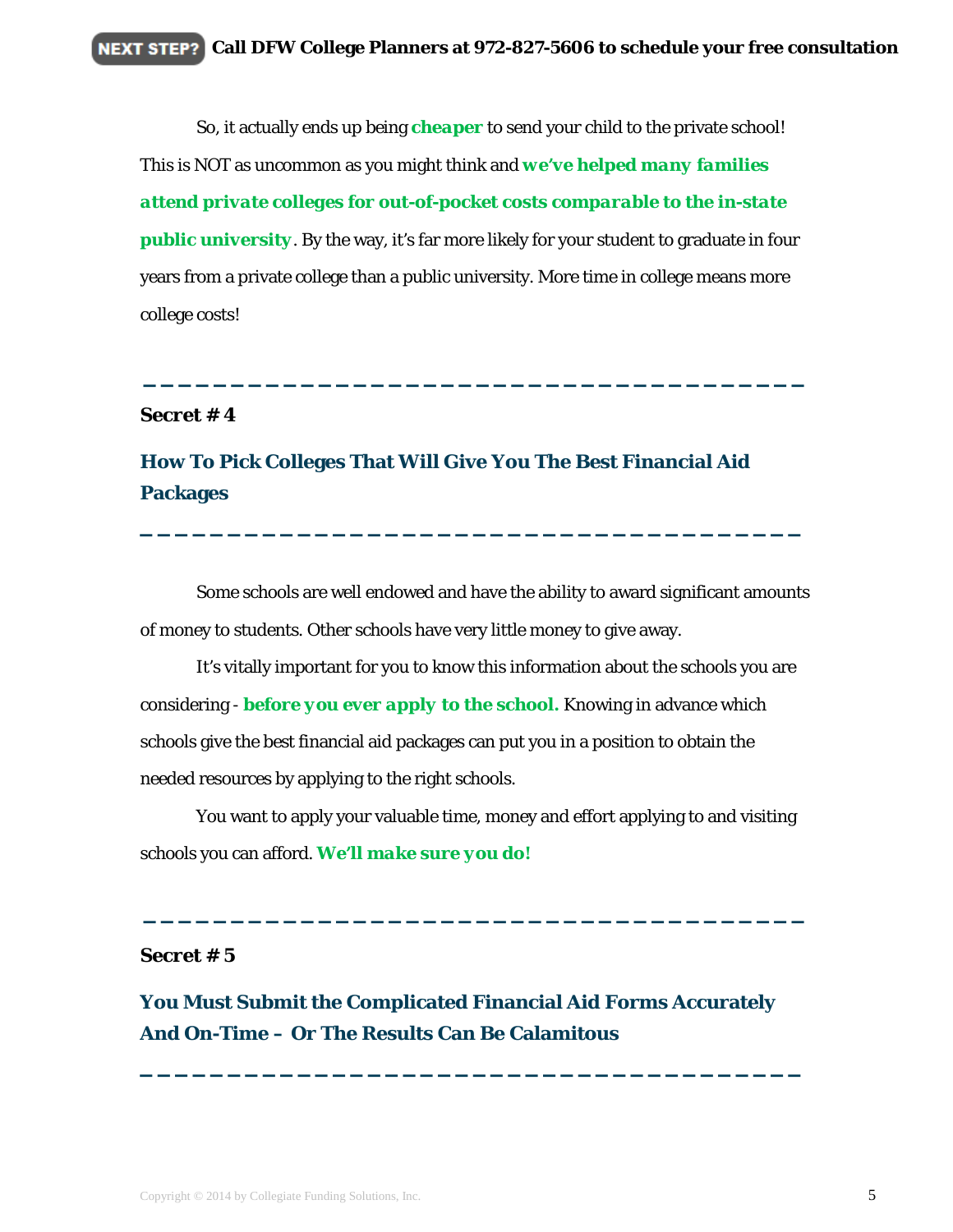So, it actually ends up being **cheaper** to send your child to the private school! This is NOT as uncommon as you might think and ***we've helped many families attend private colleges for out-of-pocket costs comparable to the in-state public university***. By the way, it's far more likely for your student to graduate in four years from a private college than a public university. More time in college means more college costs!

---

**Secret # 4**

## How To Pick Colleges That Will Give You The Best Financial Aid Packages

---

Some schools are well endowed and have the ability to award significant amounts of money to students. Other schools have very little money to give away.

It's vitally important for you to know this information about the schools you are considering - **before you ever apply to the school.** Knowing in advance which schools give the best financial aid packages can put you in a position to obtain the needed resources by applying to the right schools.

You want to apply your valuable time, money and effort applying to and visiting schools you can afford. **We'll make sure you do!**

---

**Secret # 5**

## You Must Submit the Complicated Financial Aid Forms Accurately And On-Time – Or The Results Can Be Calamitous

---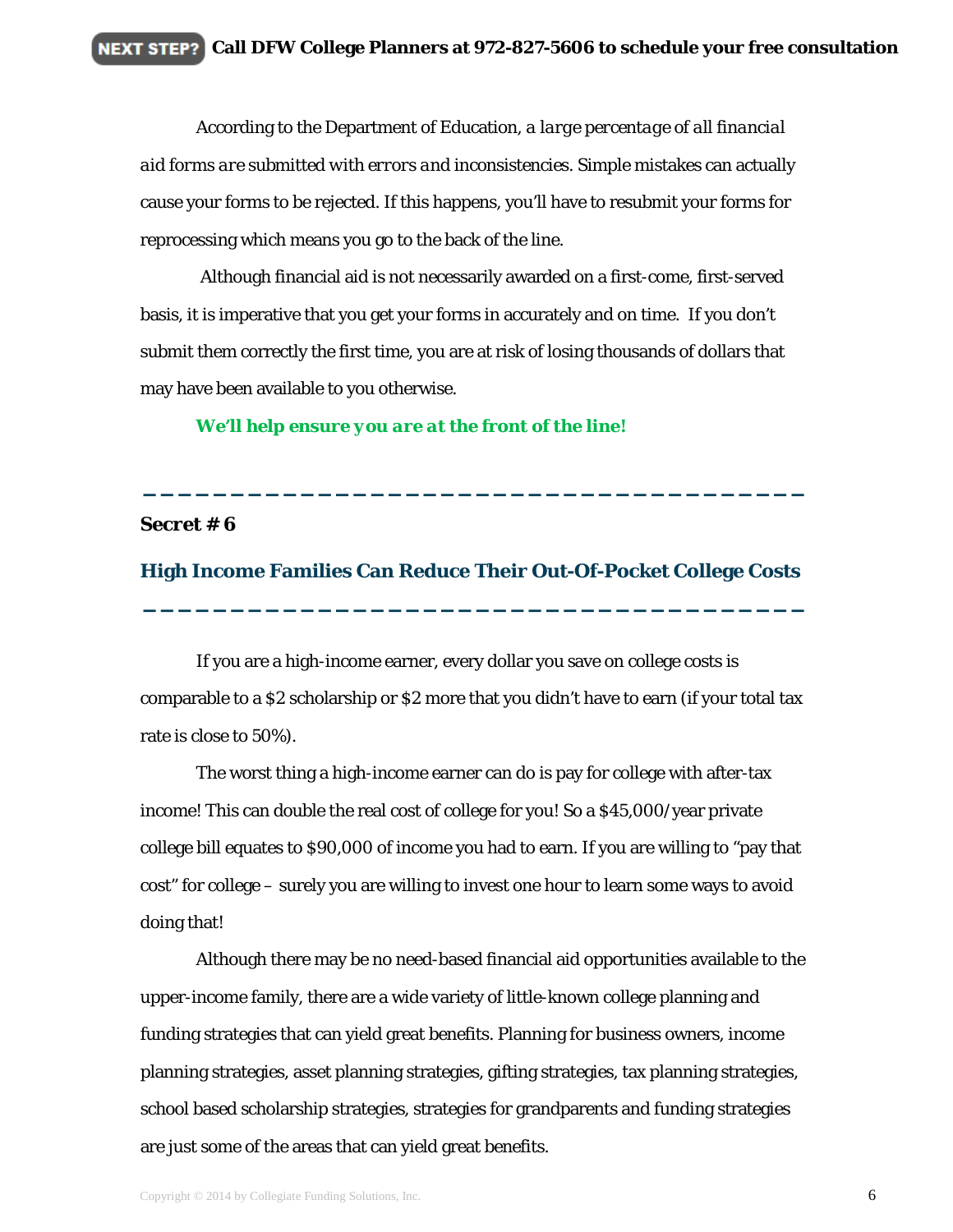According to the Department of Education, *a large percentage of all financial aid forms are* submitted with *errors and* inconsistencies. Simple mistakes can actually cause your forms to be rejected. If this happens, you'll have to resubmit your forms for reprocessing which means you go to the back of the line.

Although financial aid is not necessarily awarded on a first-come, first-served basis, it is imperative that you get your forms in accurately and on time. If you don't submit them correctly the first time, you are at risk of losing thousands of dollars that may have been available to you otherwise.

***We'll help ensure you are at the front of the line!***

---

**Secret # 6**

## High Income Families Can Reduce Their Out-Of-Pocket College Costs

---

If you are a high-income earner, every dollar you save on college costs is comparable to a $2 scholarship or $2 more that you didn't have to earn (if your total tax rate is close to 50%).

The worst thing a high-income earner can do is pay for college with after-tax income! This can double the real cost of college for you! So a $45,000/year private college bill equates to $90,000 of income you had to earn. If you are willing to "pay that cost" for college – surely you are willing to invest one hour to learn some ways to avoid doing that!

Although there may be no need-based financial aid opportunities available to the upper-income family, there are a wide variety of little-known college planning and funding strategies that can yield great benefits. Planning for business owners, income planning strategies, asset planning strategies, gifting strategies, tax planning strategies, school based scholarship strategies, strategies for grandparents and funding strategies are just some of the areas that can yield great benefits.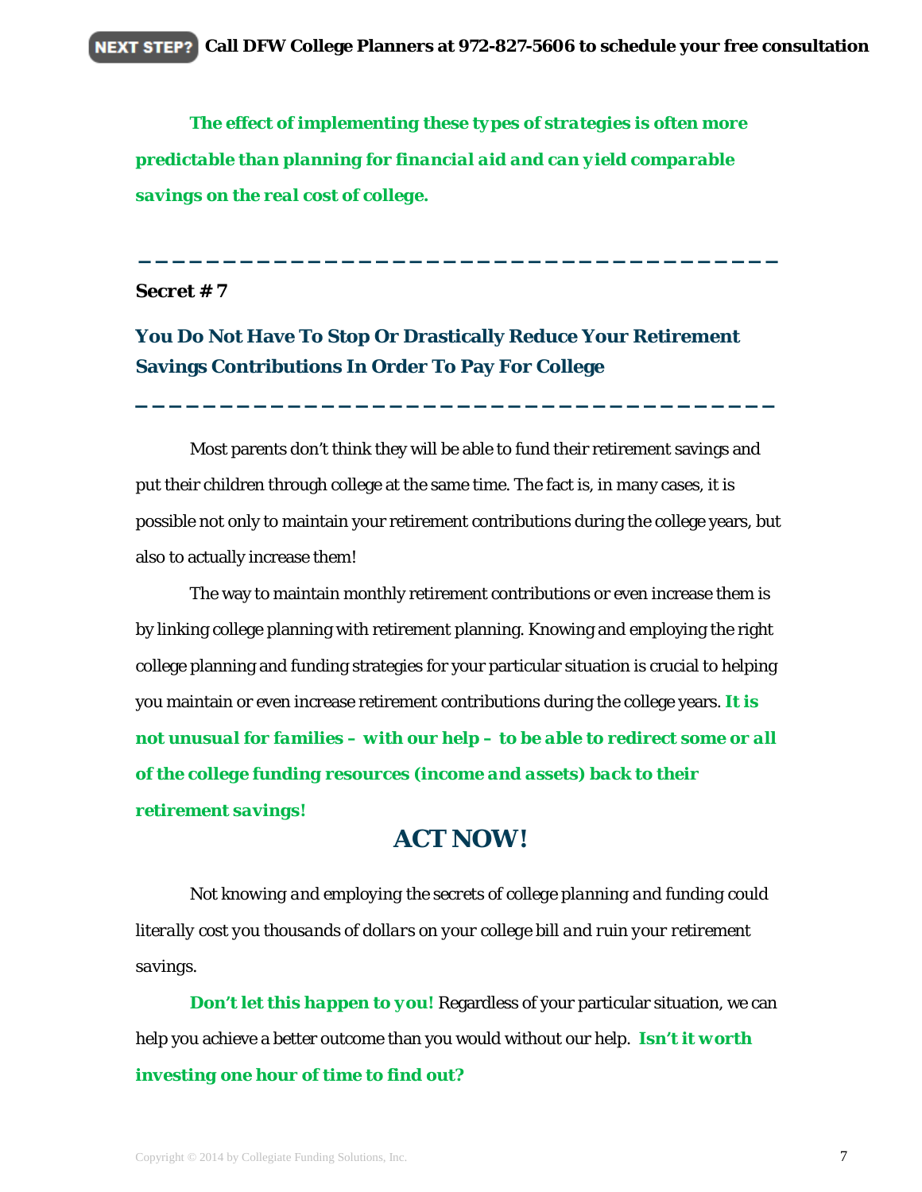**NEXT STEP? Call DFW College Planners at 972-827-5606 to schedule your free consultation**

***The effect of implementing these types of strategies is often more predictable than planning for financial aid and can yield comparable savings on the real cost of college.***

---

**Secret # 7**

## You Do Not Have To Stop Or Drastically Reduce Your Retirement Savings Contributions In Order To Pay For College

---

Most parents don't think they will be able to fund their retirement savings and put their children through college at the same time. The fact is, in many cases, it is possible not only to maintain your retirement contributions during the college years, but also to actually increase them!

The way to maintain monthly retirement contributions or even increase them is by linking college planning with retirement planning. Knowing and employing the right college planning and funding strategies for your particular situation is crucial to helping you maintain or even increase retirement contributions during the college years. ***It is not unusual for families – with our help – to be able to redirect some or all of the college funding resources (income and assets) back to their retirement savings!***

## ACT NOW!

*Not knowing and employing the secrets of college planning and funding could literally cost you thousands of dollars on your college bill and ruin your retirement savings.*

***Don't let this happen to you!*** Regardless of your particular situation, we can help you achieve a better outcome than you would without our help. ***Isn't it worth investing one hour of time to find out?***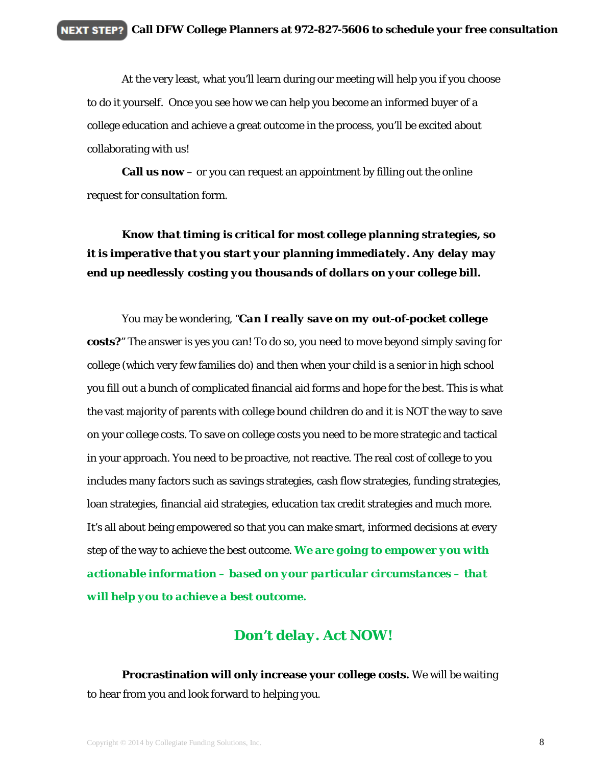At the very least, what you'll learn during our meeting will help you if you choose to do it yourself. Once you see how we can help you become an informed buyer of a college education and achieve a great outcome in the process, you'll be excited about collaborating with us!

**Call us now** – or you can request an appointment by filling out the online request for consultation form.

***Know that timing is critical for most college planning strategies, so it is imperative that you start your planning immediately. Any delay may end up needlessly costing you thousands of dollars on your college bill.***

You may be wondering, "***Can I really save on my out-of-pocket college costs?***" The answer is yes you can! To do so, you need to move beyond simply saving for college (which very few families do) and then when your child is a senior in high school you fill out a bunch of complicated financial aid forms and hope for the best. This is what the vast majority of parents with college bound children do and it is NOT the way to save on your college costs. To save on college costs you need to be more strategic and tactical in your approach. You need to be proactive, not reactive. The real cost of college to you includes many factors such as savings strategies, cash flow strategies, funding strategies, loan strategies, financial aid strategies, education tax credit strategies and much more. It's all about being empowered so that you can make smart, informed decisions at every step of the way to achieve the best outcome. ***We are going to empower you with actionable information – based on your particular circumstances – that will help you to achieve a best outcome.***

## *Don't delay. Act NOW!*

**Procrastination will only increase your college costs.** We will be waiting to hear from you and look forward to helping you.

Copyright © 2014 by Collegiate Funding Solutions, Inc.